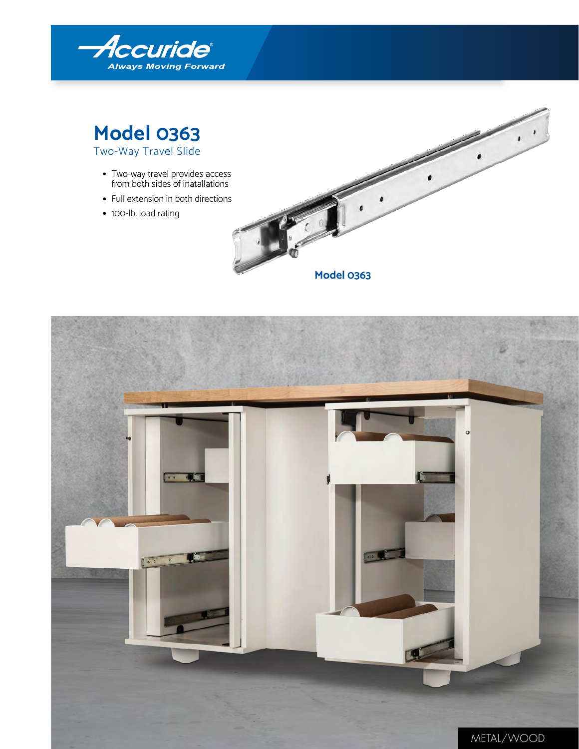Accuride®
Always Moving Forward

# Model 0363

## Two-Way Travel Slide

- Two-way travel provides access from both sides of inatallations
- Full extension in both directions
- 100-lb. load rating

Model 0363

METAL/WOOD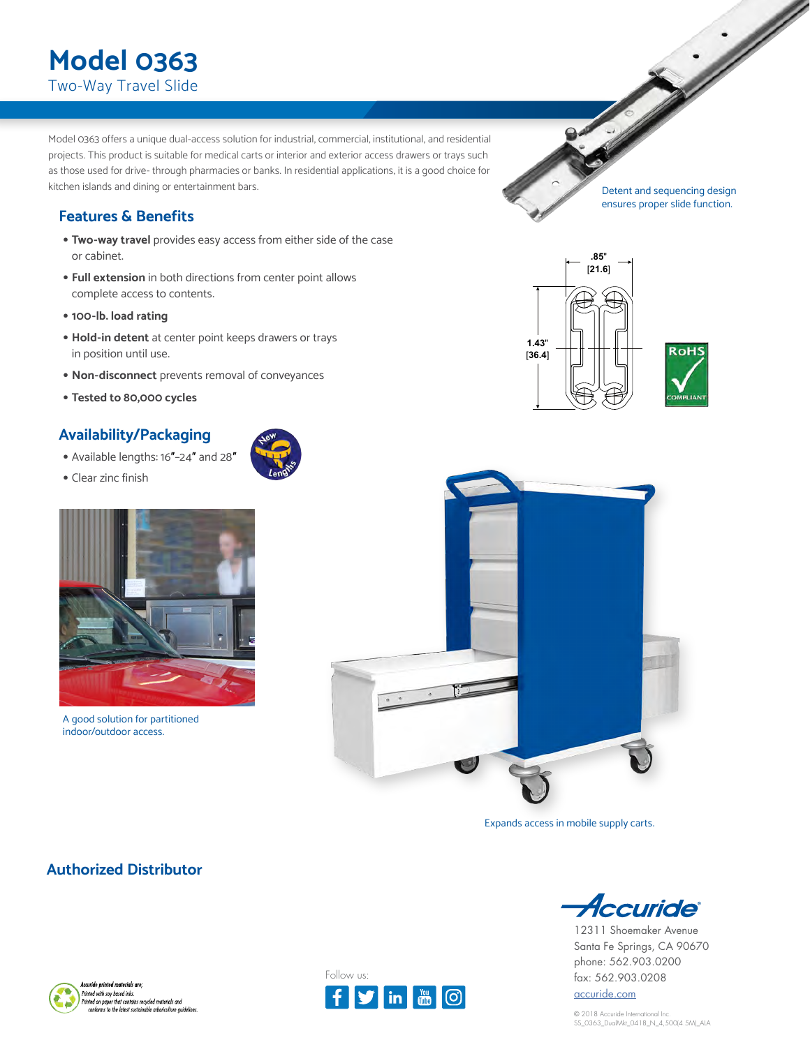# Model 0363

Two-Way Travel Slide

Model 0363 offers a unique dual-access solution for industrial, commercial, institutional, and residential projects. This product is suitable for medical carts or interior and exterior access drawers or trays such as those used for drive- through pharmacies or banks. In residential applications, it is a good choice for kitchen islands and dining or entertainment bars.

Detent and sequencing design ensures proper slide function.

## Features & Benefits

- **Two-way travel** provides easy access from either side of the case or cabinet.
- **Full extension** in both directions from center point allows complete access to contents.
- **100-lb. load rating**
- **Hold-in detent** at center point keeps drawers or trays in position until use.
- **Non-disconnect** prevents removal of conveyances
- **Tested to 80,000 cycles**

.85"
[21.6]

1.43"
[36.4]

RoHS
COMPLIANT

## Availability/Packaging

- Available lengths: 16"–24" and 28"
- Clear zinc finish

New Lengths

A good solution for partitioned indoor/outdoor access.

Expands access in mobile supply carts.

## Authorized Distributor

Accuride

12311 Shoemaker Avenue
Santa Fe Springs, CA 90670
phone: 562.903.0200
fax: 562.903.0208
accuride.com

*Accuride printed materials are;*
*Printed with soy based inks.*
*Printed on paper that contains recycled materials and conforms to the latest sustainable arboriculture guidelines.*

Follow us:

© 2018 Accuride International Inc.
SS_0363_DualMkt_0418_N_4.500(4.5M)_ALA